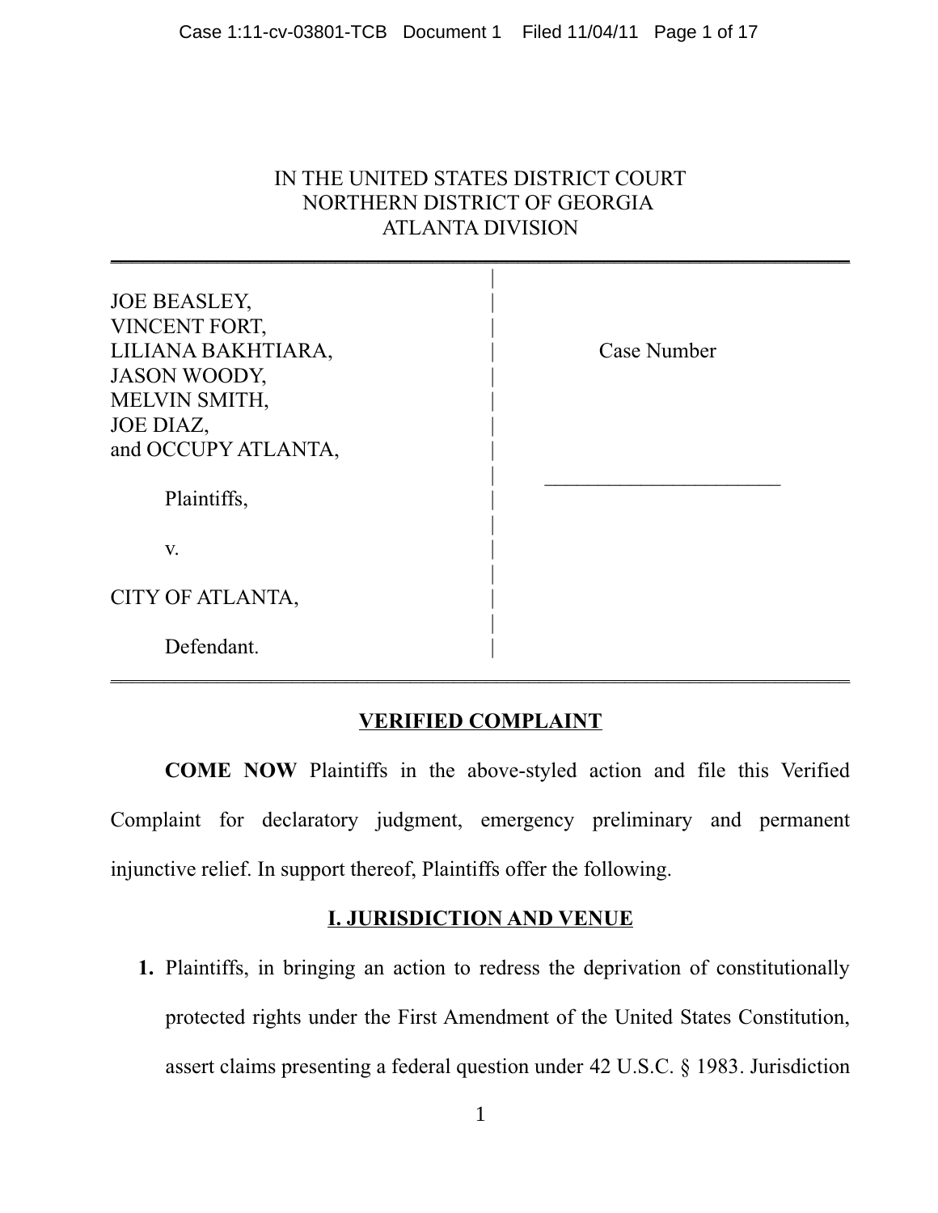IN THE UNITED STATES DISTRICT COURT
NORTHERN DISTRICT OF GEORGIA
ATLANTA DIVISION

| | |
|---|---|
| JOE BEASLEY,<br>VINCENT FORT,<br>LILIANA BAKHTIARA,<br>JASON WOODY,<br>MELVIN SMITH,<br>JOE DIAZ,<br>and OCCUPY ATLANTA,<br><br>Plaintiffs,<br><br>v.<br><br>CITY OF ATLANTA,<br><br>Defendant. | Case Number<br><br>\_\_\_\_\_\_\_\_\_\_\_\_\_\_\_\_\_\_\_\_\_\_ |

## VERIFIED COMPLAINT

**COME NOW** Plaintiffs in the above-styled action and file this Verified Complaint for declaratory judgment, emergency preliminary and permanent injunctive relief. In support thereof, Plaintiffs offer the following.

## I. JURISDICTION AND VENUE

1. Plaintiffs, in bringing an action to redress the deprivation of constitutionally protected rights under the First Amendment of the United States Constitution, assert claims presenting a federal question under 42 U.S.C. § 1983. Jurisdiction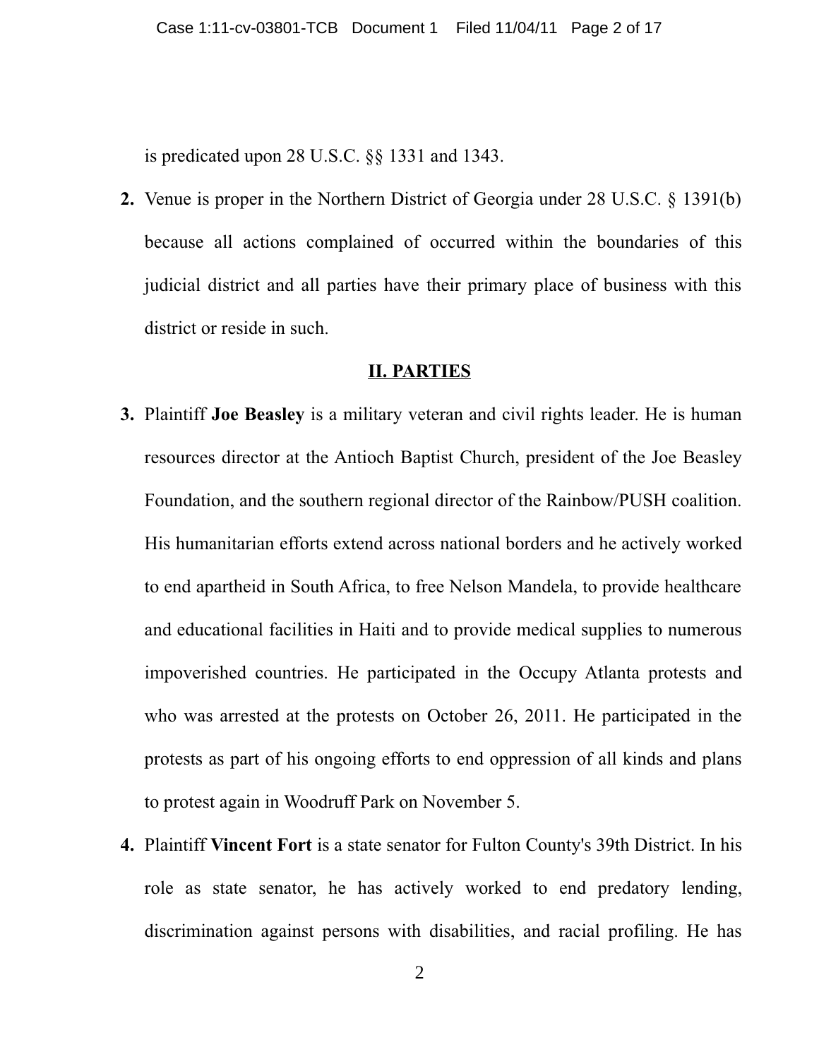is predicated upon 28 U.S.C. §§ 1331 and 1343.

**2.** Venue is proper in the Northern District of Georgia under 28 U.S.C. § 1391(b) because all actions complained of occurred within the boundaries of this judicial district and all parties have their primary place of business with this district or reside in such.

## II. PARTIES

**3.** Plaintiff **Joe Beasley** is a military veteran and civil rights leader. He is human resources director at the Antioch Baptist Church, president of the Joe Beasley Foundation, and the southern regional director of the Rainbow/PUSH coalition. His humanitarian efforts extend across national borders and he actively worked to end apartheid in South Africa, to free Nelson Mandela, to provide healthcare and educational facilities in Haiti and to provide medical supplies to numerous impoverished countries. He participated in the Occupy Atlanta protests and who was arrested at the protests on October 26, 2011. He participated in the protests as part of his ongoing efforts to end oppression of all kinds and plans to protest again in Woodruff Park on November 5.

**4.** Plaintiff **Vincent Fort** is a state senator for Fulton County's 39th District. In his role as state senator, he has actively worked to end predatory lending, discrimination against persons with disabilities, and racial profiling. He has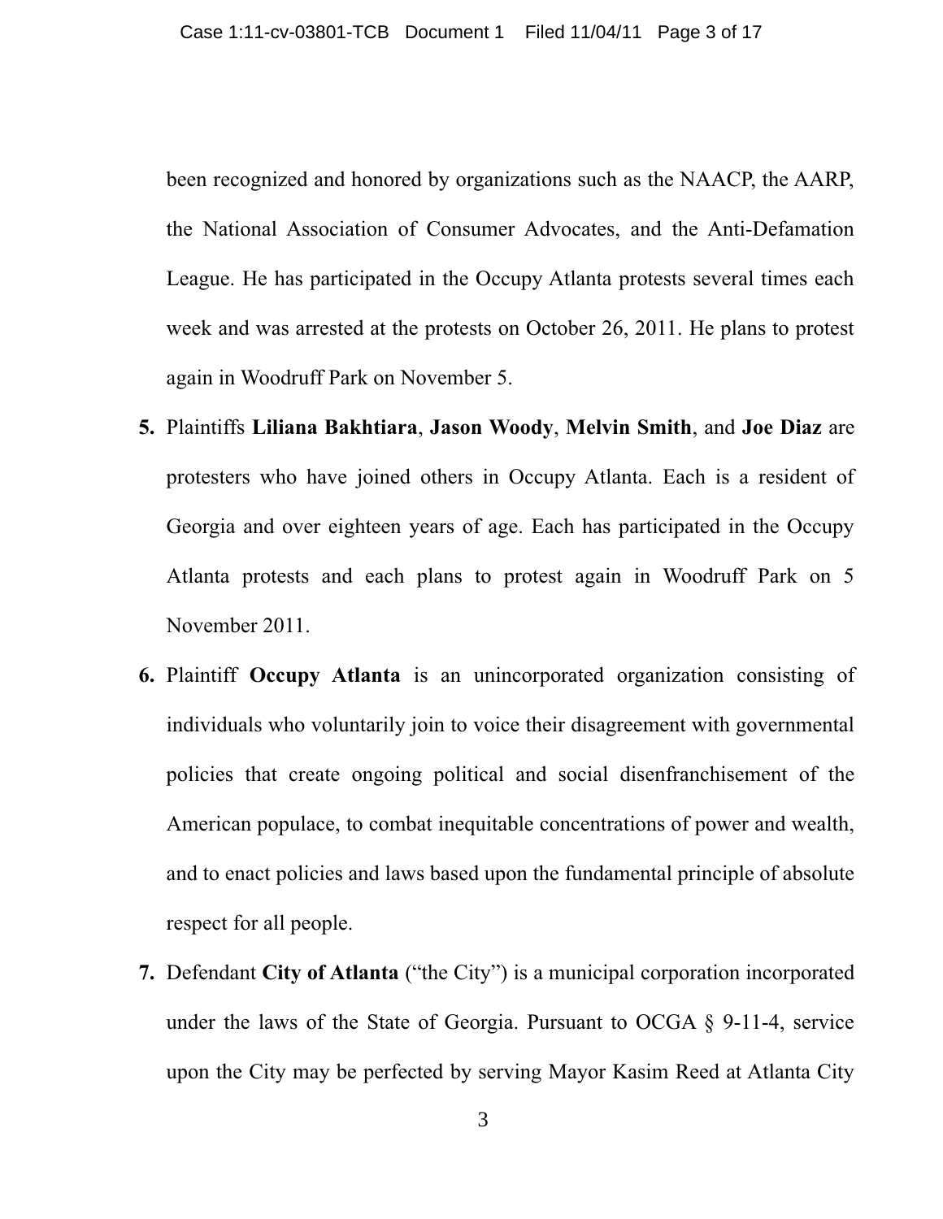been recognized and honored by organizations such as the NAACP, the AARP, the National Association of Consumer Advocates, and the Anti-Defamation League. He has participated in the Occupy Atlanta protests several times each week and was arrested at the protests on October 26, 2011. He plans to protest again in Woodruff Park on November 5.

5. Plaintiffs **Liliana Bakhtiara**, **Jason Woody**, **Melvin Smith**, and **Joe Diaz** are protesters who have joined others in Occupy Atlanta. Each is a resident of Georgia and over eighteen years of age. Each has participated in the Occupy Atlanta protests and each plans to protest again in Woodruff Park on 5 November 2011.

6. Plaintiff **Occupy Atlanta** is an unincorporated organization consisting of individuals who voluntarily join to voice their disagreement with governmental policies that create ongoing political and social disenfranchisement of the American populace, to combat inequitable concentrations of power and wealth, and to enact policies and laws based upon the fundamental principle of absolute respect for all people.

7. Defendant **City of Atlanta** ("the City") is a municipal corporation incorporated under the laws of the State of Georgia. Pursuant to OCGA § 9-11-4, service upon the City may be perfected by serving Mayor Kasim Reed at Atlanta City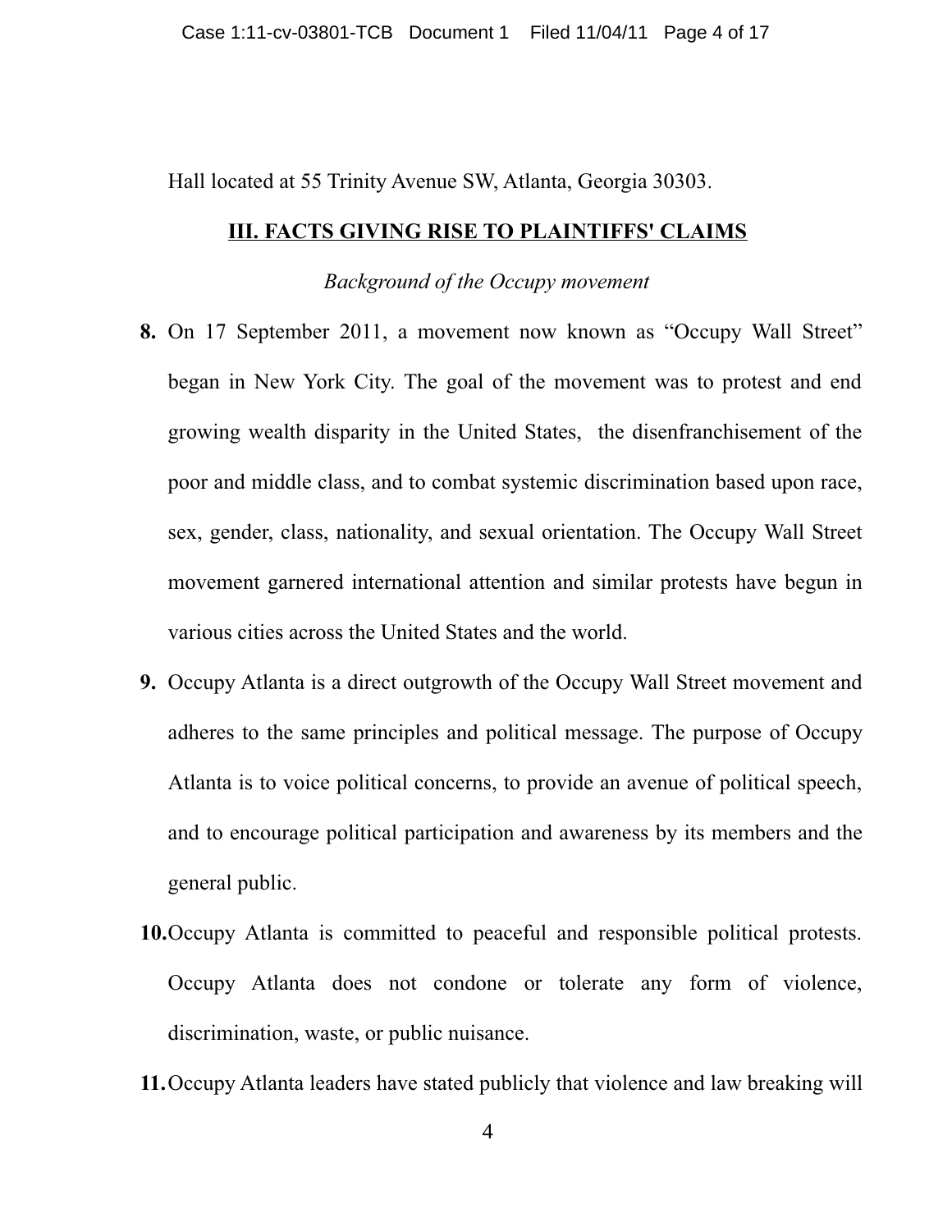Hall located at 55 Trinity Avenue SW, Atlanta, Georgia 30303.

## III. FACTS GIVING RISE TO PLAINTIFFS' CLAIMS

*Background of the Occupy movement*

**8.** On 17 September 2011, a movement now known as "Occupy Wall Street" began in New York City. The goal of the movement was to protest and end growing wealth disparity in the United States, the disenfranchisement of the poor and middle class, and to combat systemic discrimination based upon race, sex, gender, class, nationality, and sexual orientation. The Occupy Wall Street movement garnered international attention and similar protests have begun in various cities across the United States and the world.

**9.** Occupy Atlanta is a direct outgrowth of the Occupy Wall Street movement and adheres to the same principles and political message. The purpose of Occupy Atlanta is to voice political concerns, to provide an avenue of political speech, and to encourage political participation and awareness by its members and the general public.

**10.** Occupy Atlanta is committed to peaceful and responsible political protests. Occupy Atlanta does not condone or tolerate any form of violence, discrimination, waste, or public nuisance.

**11.** Occupy Atlanta leaders have stated publicly that violence and law breaking will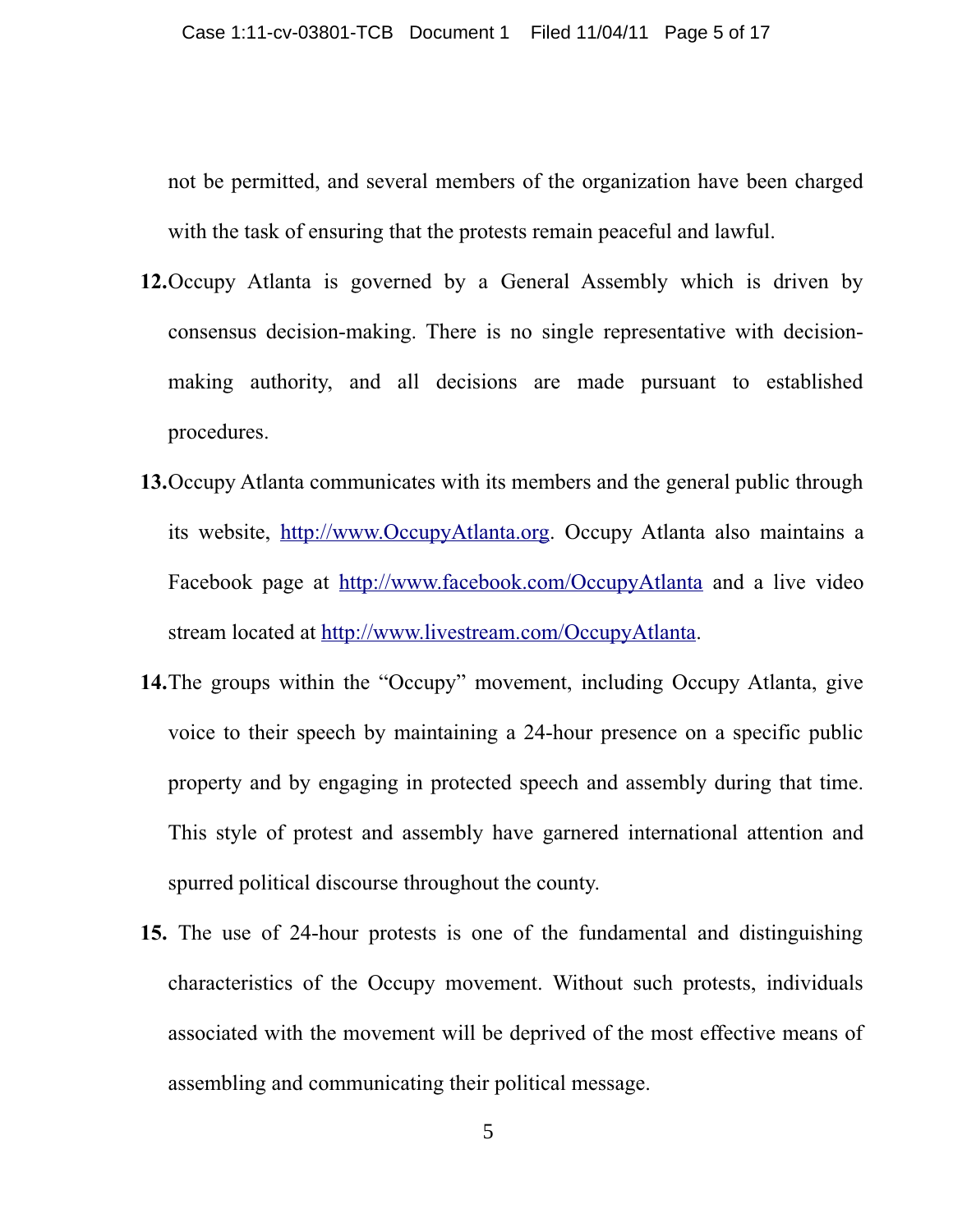not be permitted, and several members of the organization have been charged with the task of ensuring that the protests remain peaceful and lawful.

**12.** Occupy Atlanta is governed by a General Assembly which is driven by consensus decision-making. There is no single representative with decision-making authority, and all decisions are made pursuant to established procedures.

**13.** Occupy Atlanta communicates with its members and the general public through its website, http://www.OccupyAtlanta.org. Occupy Atlanta also maintains a Facebook page at http://www.facebook.com/OccupyAtlanta and a live video stream located at http://www.livestream.com/OccupyAtlanta.

**14.** The groups within the "Occupy" movement, including Occupy Atlanta, give voice to their speech by maintaining a 24-hour presence on a specific public property and by engaging in protected speech and assembly during that time. This style of protest and assembly have garnered international attention and spurred political discourse throughout the county.

**15.** The use of 24-hour protests is one of the fundamental and distinguishing characteristics of the Occupy movement. Without such protests, individuals associated with the movement will be deprived of the most effective means of assembling and communicating their political message.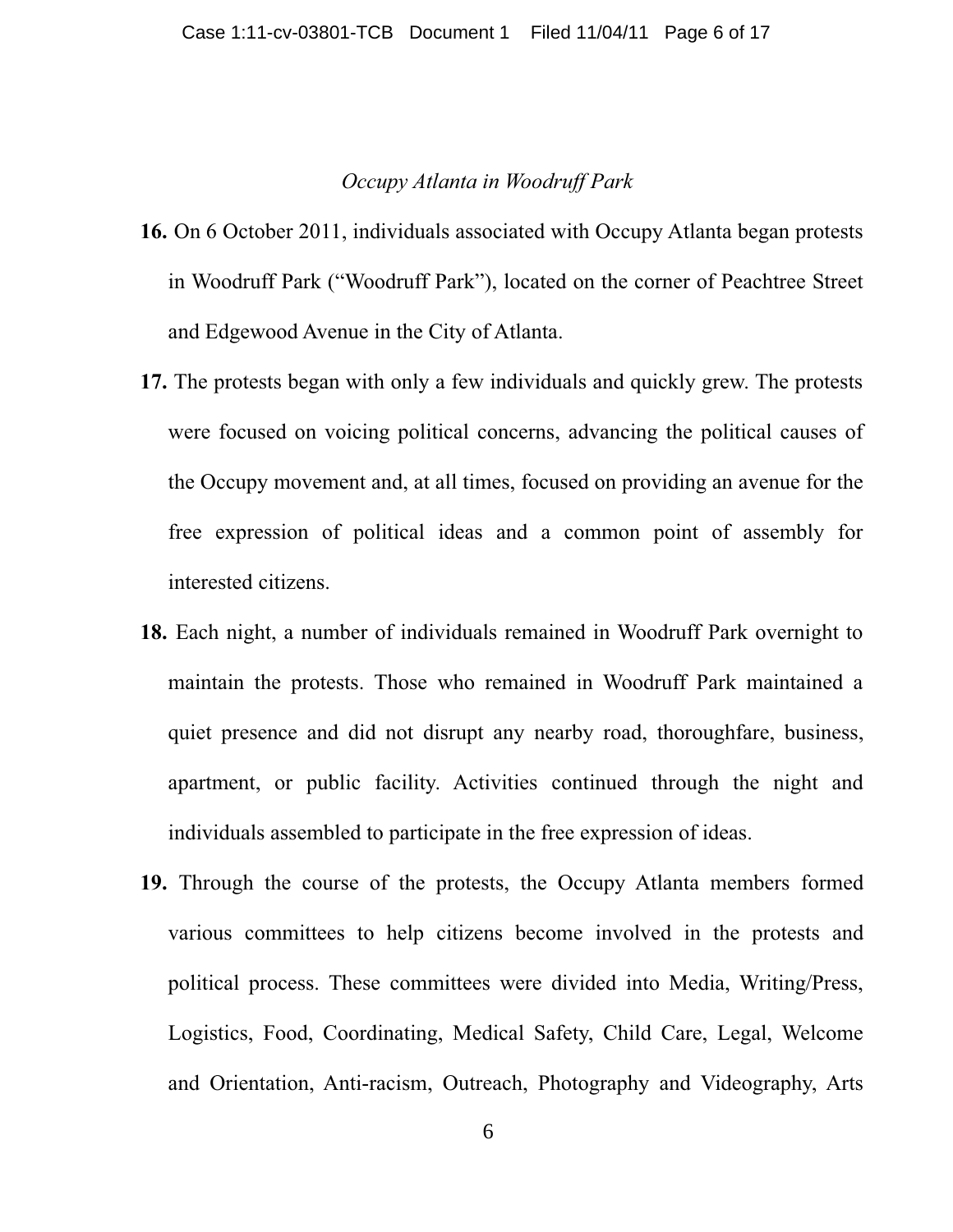*Occupy Atlanta in Woodruff Park*

**16.** On 6 October 2011, individuals associated with Occupy Atlanta began protests in Woodruff Park ("Woodruff Park"), located on the corner of Peachtree Street and Edgewood Avenue in the City of Atlanta.

**17.** The protests began with only a few individuals and quickly grew. The protests were focused on voicing political concerns, advancing the political causes of the Occupy movement and, at all times, focused on providing an avenue for the free expression of political ideas and a common point of assembly for interested citizens.

**18.** Each night, a number of individuals remained in Woodruff Park overnight to maintain the protests. Those who remained in Woodruff Park maintained a quiet presence and did not disrupt any nearby road, thoroughfare, business, apartment, or public facility. Activities continued through the night and individuals assembled to participate in the free expression of ideas.

**19.** Through the course of the protests, the Occupy Atlanta members formed various committees to help citizens become involved in the protests and political process. These committees were divided into Media, Writing/Press, Logistics, Food, Coordinating, Medical Safety, Child Care, Legal, Welcome and Orientation, Anti-racism, Outreach, Photography and Videography, Arts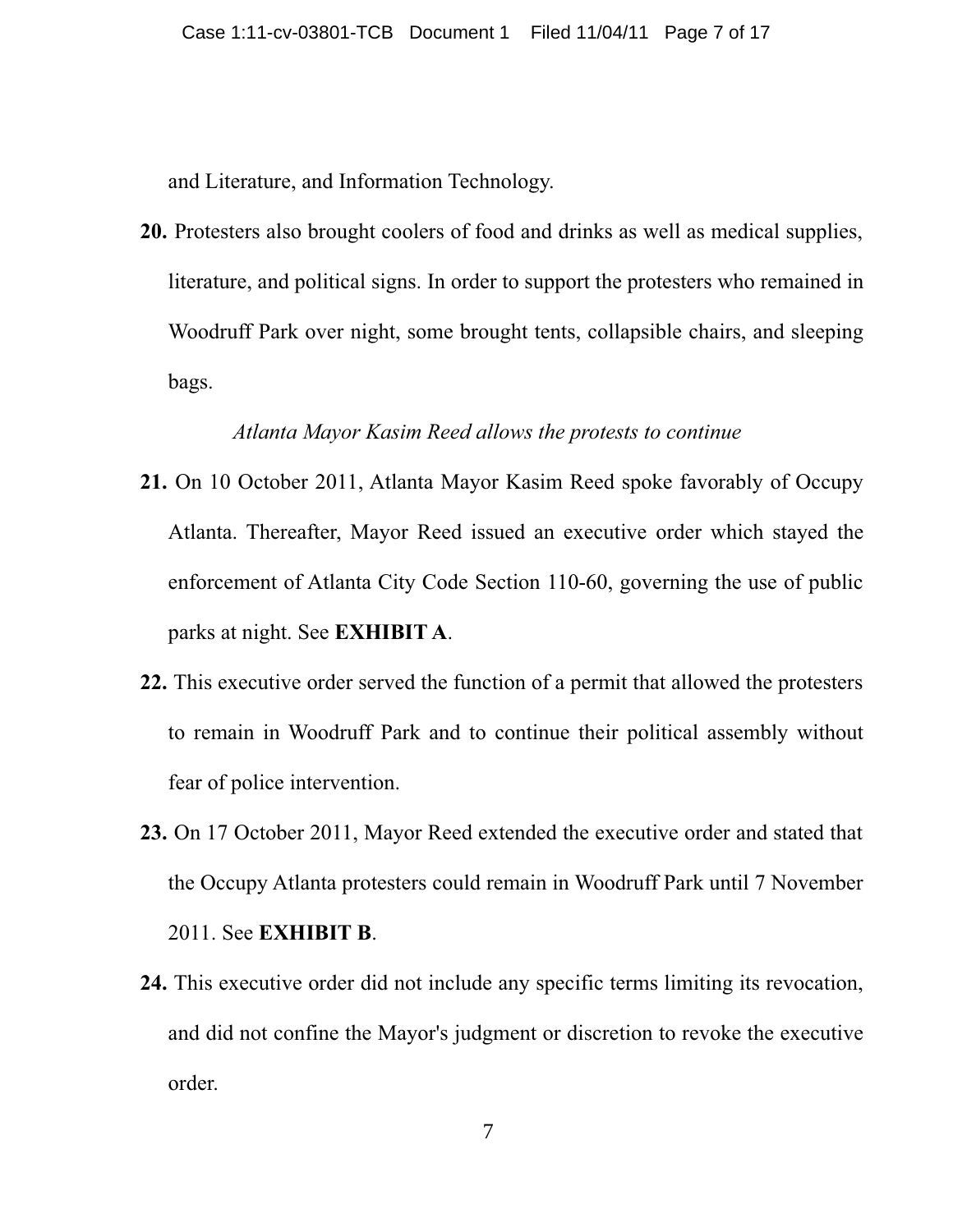and Literature, and Information Technology.

**20.** Protesters also brought coolers of food and drinks as well as medical supplies, literature, and political signs. In order to support the protesters who remained in Woodruff Park over night, some brought tents, collapsible chairs, and sleeping bags.

*Atlanta Mayor Kasim Reed allows the protests to continue*

**21.** On 10 October 2011, Atlanta Mayor Kasim Reed spoke favorably of Occupy Atlanta. Thereafter, Mayor Reed issued an executive order which stayed the enforcement of Atlanta City Code Section 110-60, governing the use of public parks at night. See **EXHIBIT A**.

**22.** This executive order served the function of a permit that allowed the protesters to remain in Woodruff Park and to continue their political assembly without fear of police intervention.

**23.** On 17 October 2011, Mayor Reed extended the executive order and stated that the Occupy Atlanta protesters could remain in Woodruff Park until 7 November 2011. See **EXHIBIT B**.

**24.** This executive order did not include any specific terms limiting its revocation, and did not confine the Mayor's judgment or discretion to revoke the executive order.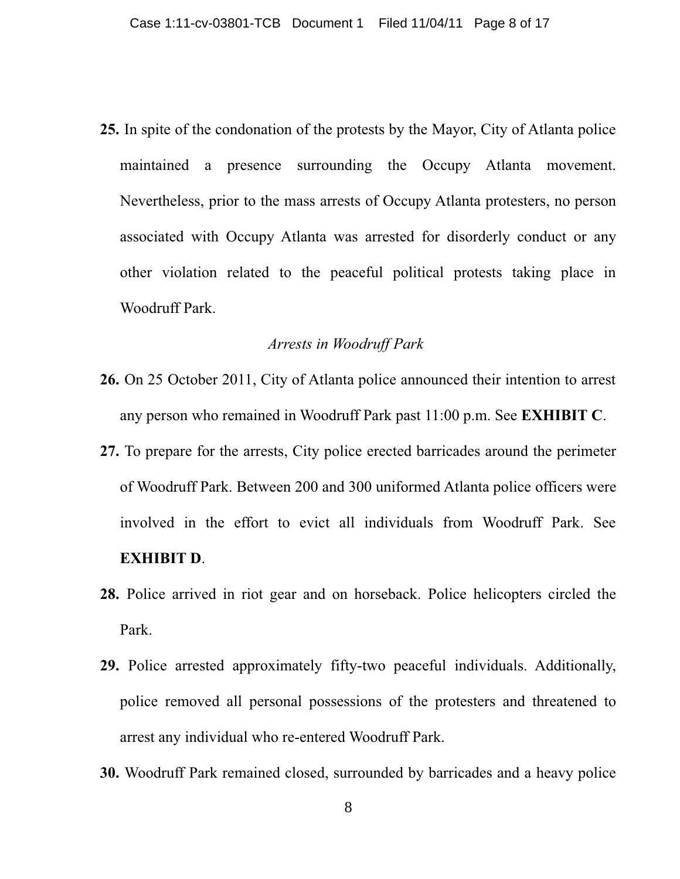**25.** In spite of the condonation of the protests by the Mayor, City of Atlanta police maintained a presence surrounding the Occupy Atlanta movement. Nevertheless, prior to the mass arrests of Occupy Atlanta protesters, no person associated with Occupy Atlanta was arrested for disorderly conduct or any other violation related to the peaceful political protests taking place in Woodruff Park.

*Arrests in Woodruff Park*

**26.** On 25 October 2011, City of Atlanta police announced their intention to arrest any person who remained in Woodruff Park past 11:00 p.m. See **EXHIBIT C**.

**27.** To prepare for the arrests, City police erected barricades around the perimeter of Woodruff Park. Between 200 and 300 uniformed Atlanta police officers were involved in the effort to evict all individuals from Woodruff Park. See **EXHIBIT D**.

**28.** Police arrived in riot gear and on horseback. Police helicopters circled the Park.

**29.** Police arrested approximately fifty-two peaceful individuals. Additionally, police removed all personal possessions of the protesters and threatened to arrest any individual who re-entered Woodruff Park.

**30.** Woodruff Park remained closed, surrounded by barricades and a heavy police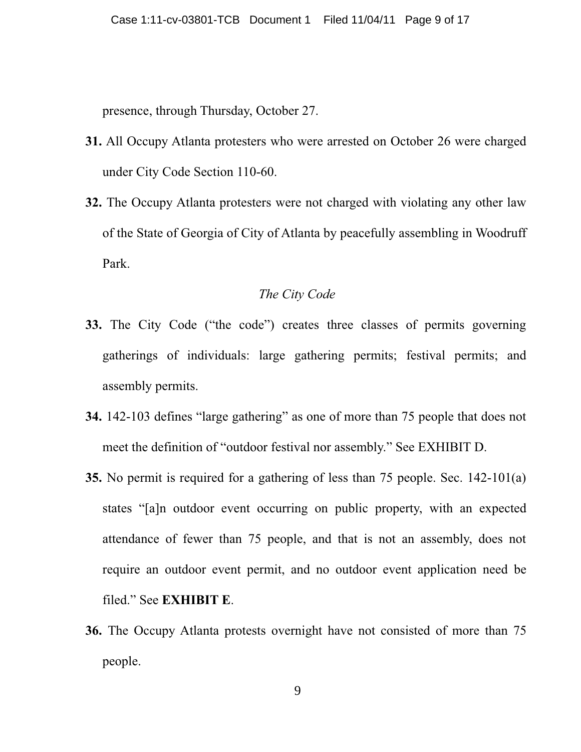presence, through Thursday, October 27.

**31.** All Occupy Atlanta protesters who were arrested on October 26 were charged under City Code Section 110-60.

**32.** The Occupy Atlanta protesters were not charged with violating any other law of the State of Georgia of City of Atlanta by peacefully assembling in Woodruff Park.

*The City Code*

**33.** The City Code ("the code") creates three classes of permits governing gatherings of individuals: large gathering permits; festival permits; and assembly permits.

**34.** 142-103 defines "large gathering" as one of more than 75 people that does not meet the definition of "outdoor festival nor assembly." See EXHIBIT D.

**35.** No permit is required for a gathering of less than 75 people. Sec. 142-101(a) states "[a]n outdoor event occurring on public property, with an expected attendance of fewer than 75 people, and that is not an assembly, does not require an outdoor event permit, and no outdoor event application need be filed." See **EXHIBIT E**.

**36.** The Occupy Atlanta protests overnight have not consisted of more than 75 people.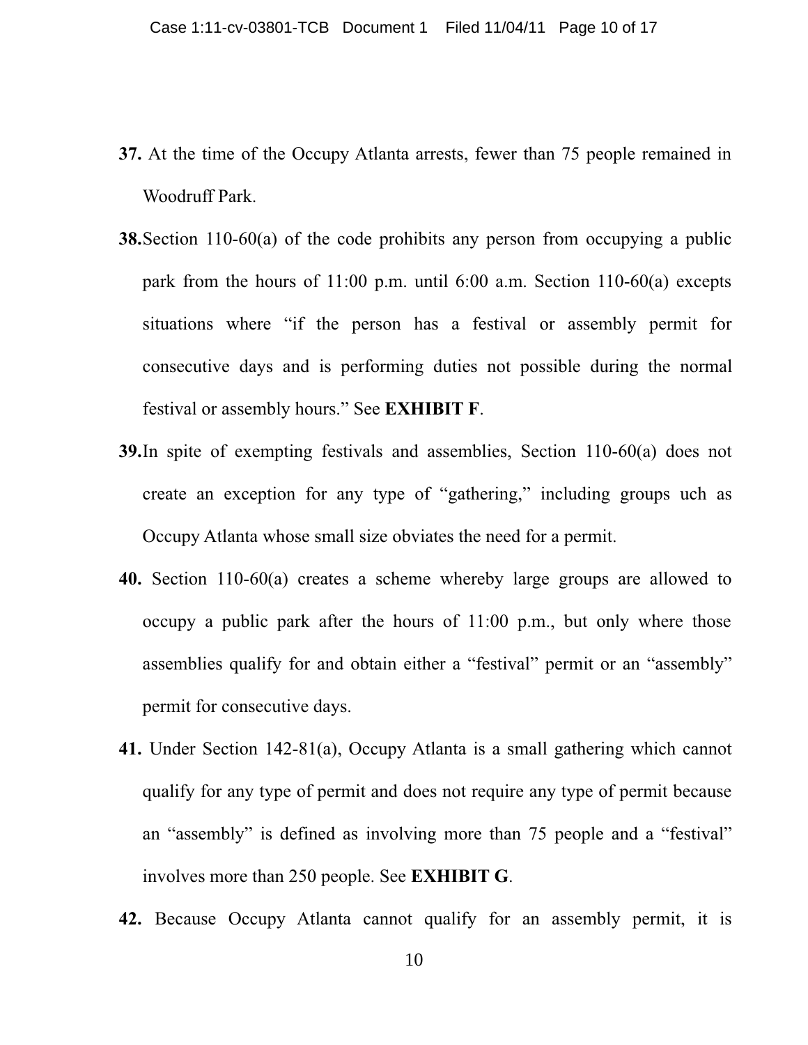**37.** At the time of the Occupy Atlanta arrests, fewer than 75 people remained in Woodruff Park.

**38.** Section 110-60(a) of the code prohibits any person from occupying a public park from the hours of 11:00 p.m. until 6:00 a.m. Section 110-60(a) excepts situations where "if the person has a festival or assembly permit for consecutive days and is performing duties not possible during the normal festival or assembly hours." See **EXHIBIT F**.

**39.** In spite of exempting festivals and assemblies, Section 110-60(a) does not create an exception for any type of "gathering," including groups uch as Occupy Atlanta whose small size obviates the need for a permit.

**40.** Section 110-60(a) creates a scheme whereby large groups are allowed to occupy a public park after the hours of 11:00 p.m., but only where those assemblies qualify for and obtain either a "festival" permit or an "assembly" permit for consecutive days.

**41.** Under Section 142-81(a), Occupy Atlanta is a small gathering which cannot qualify for any type of permit and does not require any type of permit because an "assembly" is defined as involving more than 75 people and a "festival" involves more than 250 people. See **EXHIBIT G**.

**42.** Because Occupy Atlanta cannot qualify for an assembly permit, it is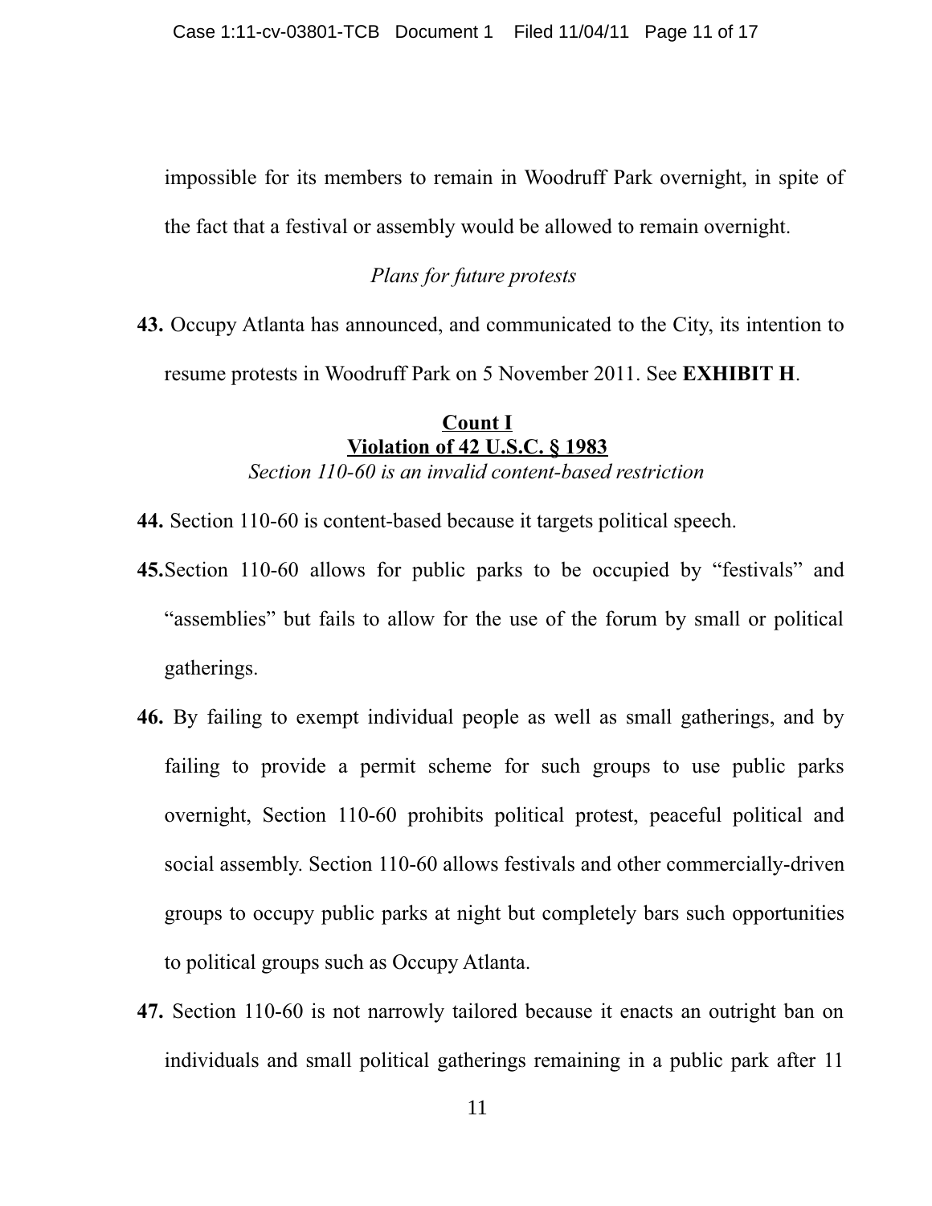impossible for its members to remain in Woodruff Park overnight, in spite of the fact that a festival or assembly would be allowed to remain overnight.

*Plans for future protests*

**43.** Occupy Atlanta has announced, and communicated to the City, its intention to resume protests in Woodruff Park on 5 November 2011. See **EXHIBIT H**.

## Count I
## Violation of 42 U.S.C. § 1983
*Section 110-60 is an invalid content-based restriction*

**44.** Section 110-60 is content-based because it targets political speech.

**45.** Section 110-60 allows for public parks to be occupied by "festivals" and "assemblies" but fails to allow for the use of the forum by small or political gatherings.

**46.** By failing to exempt individual people as well as small gatherings, and by failing to provide a permit scheme for such groups to use public parks overnight, Section 110-60 prohibits political protest, peaceful political and social assembly. Section 110-60 allows festivals and other commercially-driven groups to occupy public parks at night but completely bars such opportunities to political groups such as Occupy Atlanta.

**47.** Section 110-60 is not narrowly tailored because it enacts an outright ban on individuals and small political gatherings remaining in a public park after 11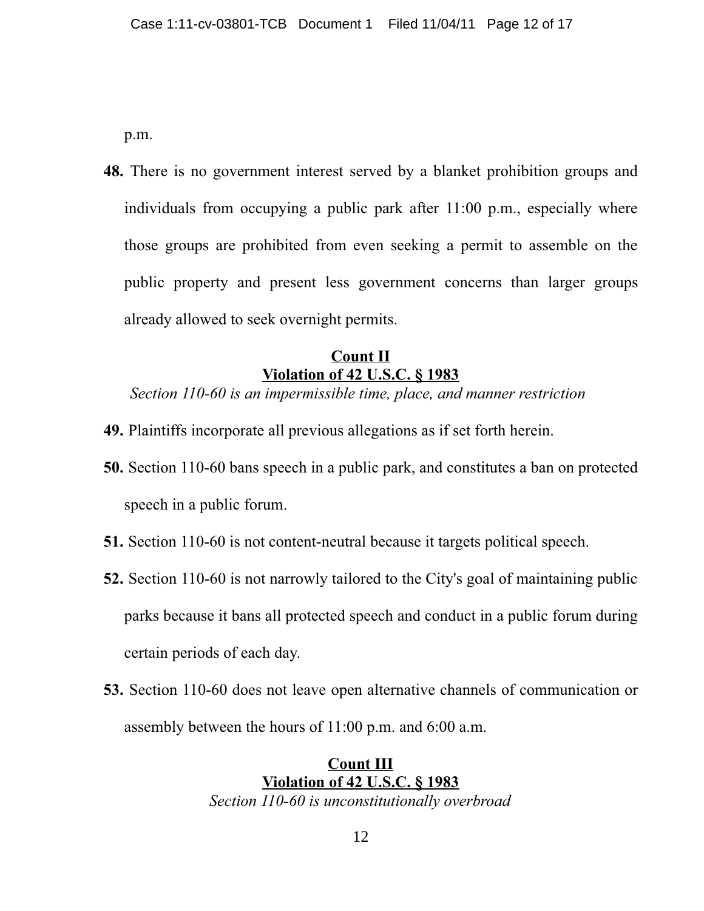p.m.

**48.** There is no government interest served by a blanket prohibition groups and individuals from occupying a public park after 11:00 p.m., especially where those groups are prohibited from even seeking a permit to assemble on the public property and present less government concerns than larger groups already allowed to seek overnight permits.

**<u>Count II</u>**
**<u>Violation of 42 U.S.C. § 1983</u>**
*Section 110-60 is an impermissible time, place, and manner restriction*

**49.** Plaintiffs incorporate all previous allegations as if set forth herein.

**50.** Section 110-60 bans speech in a public park, and constitutes a ban on protected speech in a public forum.

**51.** Section 110-60 is not content-neutral because it targets political speech.

**52.** Section 110-60 is not narrowly tailored to the City's goal of maintaining public parks because it bans all protected speech and conduct in a public forum during certain periods of each day.

**53.** Section 110-60 does not leave open alternative channels of communication or assembly between the hours of 11:00 p.m. and 6:00 a.m.

**<u>Count III</u>**
**<u>Violation of 42 U.S.C. § 1983</u>**
*Section 110-60 is unconstitutionally overbroad*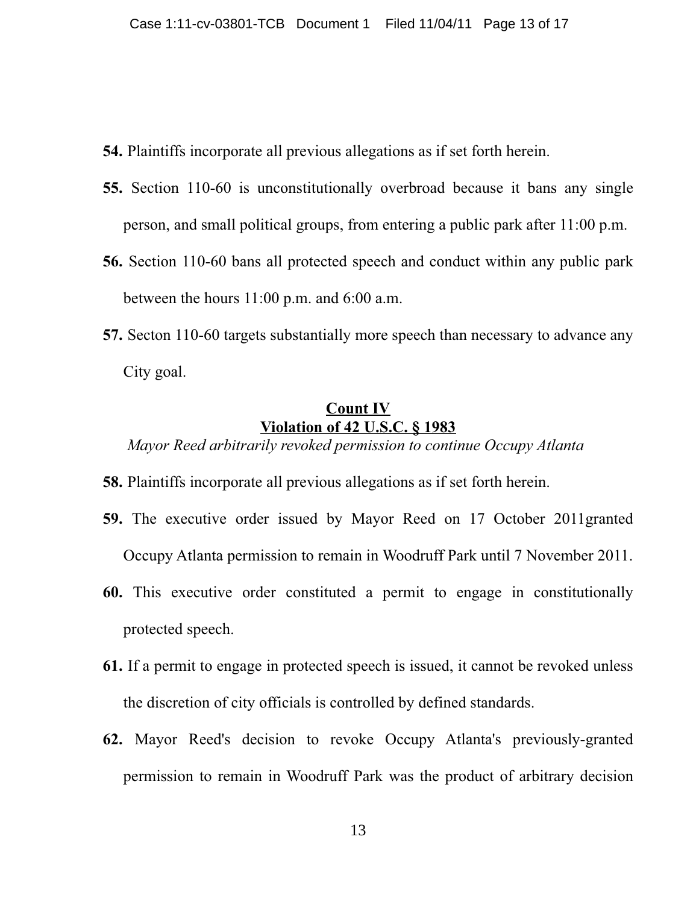**54.** Plaintiffs incorporate all previous allegations as if set forth herein.

**55.** Section 110-60 is unconstitutionally overbroad because it bans any single person, and small political groups, from entering a public park after 11:00 p.m.

**56.** Section 110-60 bans all protected speech and conduct within any public park between the hours 11:00 p.m. and 6:00 a.m.

**57.** Secton 110-60 targets substantially more speech than necessary to advance any City goal.

## Count IV
## Violation of 42 U.S.C. § 1983

*Mayor Reed arbitrarily revoked permission to continue Occupy Atlanta*

**58.** Plaintiffs incorporate all previous allegations as if set forth herein.

**59.** The executive order issued by Mayor Reed on 17 October 2011granted Occupy Atlanta permission to remain in Woodruff Park until 7 November 2011.

**60.** This executive order constituted a permit to engage in constitutionally protected speech.

**61.** If a permit to engage in protected speech is issued, it cannot be revoked unless the discretion of city officials is controlled by defined standards.

**62.** Mayor Reed's decision to revoke Occupy Atlanta's previously-granted permission to remain in Woodruff Park was the product of arbitrary decision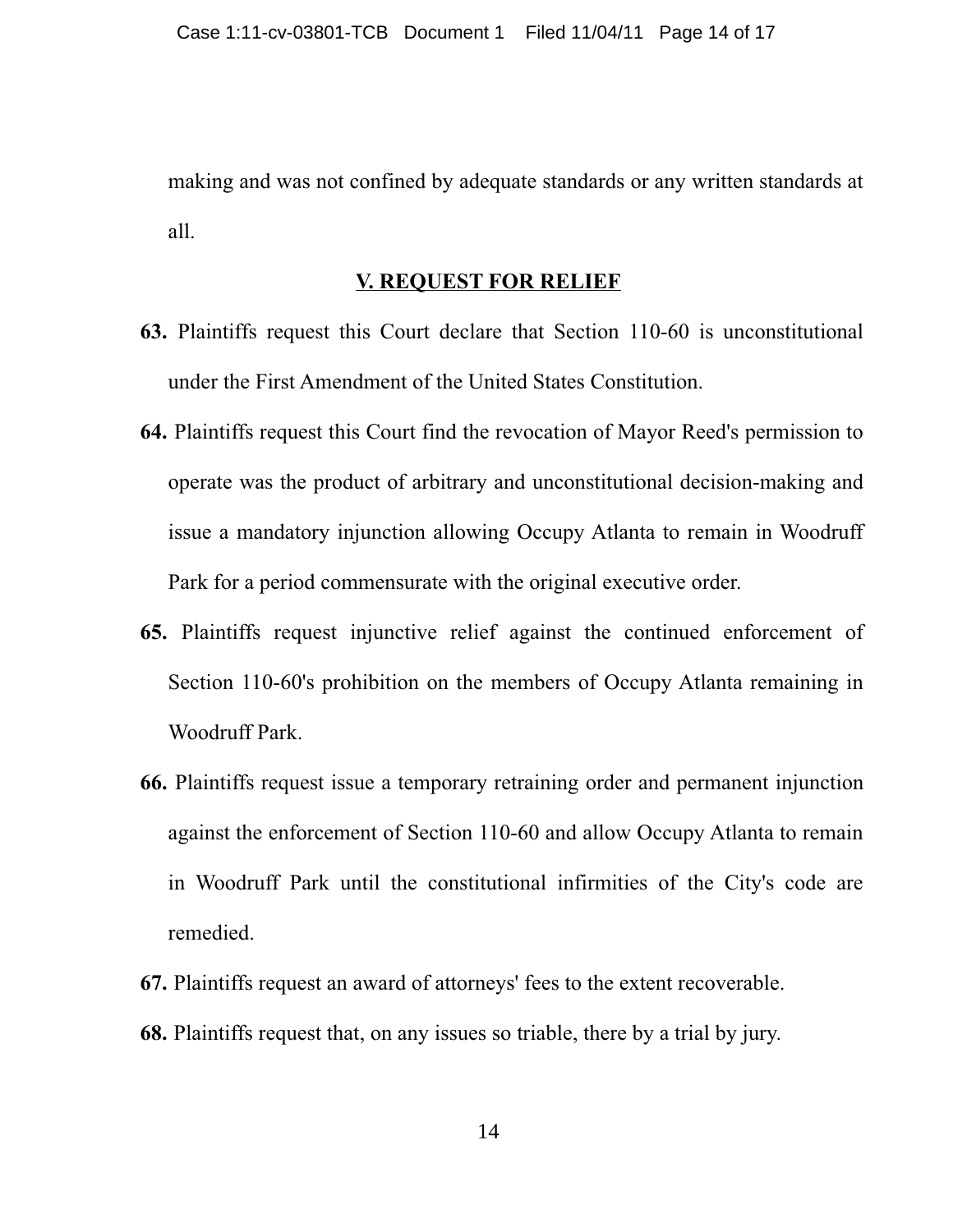making and was not confined by adequate standards or any written standards at all.

## V. REQUEST FOR RELIEF

**63.** Plaintiffs request this Court declare that Section 110-60 is unconstitutional under the First Amendment of the United States Constitution.

**64.** Plaintiffs request this Court find the revocation of Mayor Reed's permission to operate was the product of arbitrary and unconstitutional decision-making and issue a mandatory injunction allowing Occupy Atlanta to remain in Woodruff Park for a period commensurate with the original executive order.

**65.** Plaintiffs request injunctive relief against the continued enforcement of Section 110-60's prohibition on the members of Occupy Atlanta remaining in Woodruff Park.

**66.** Plaintiffs request issue a temporary retraining order and permanent injunction against the enforcement of Section 110-60 and allow Occupy Atlanta to remain in Woodruff Park until the constitutional infirmities of the City's code are remedied.

**67.** Plaintiffs request an award of attorneys' fees to the extent recoverable.

**68.** Plaintiffs request that, on any issues so triable, there by a trial by jury.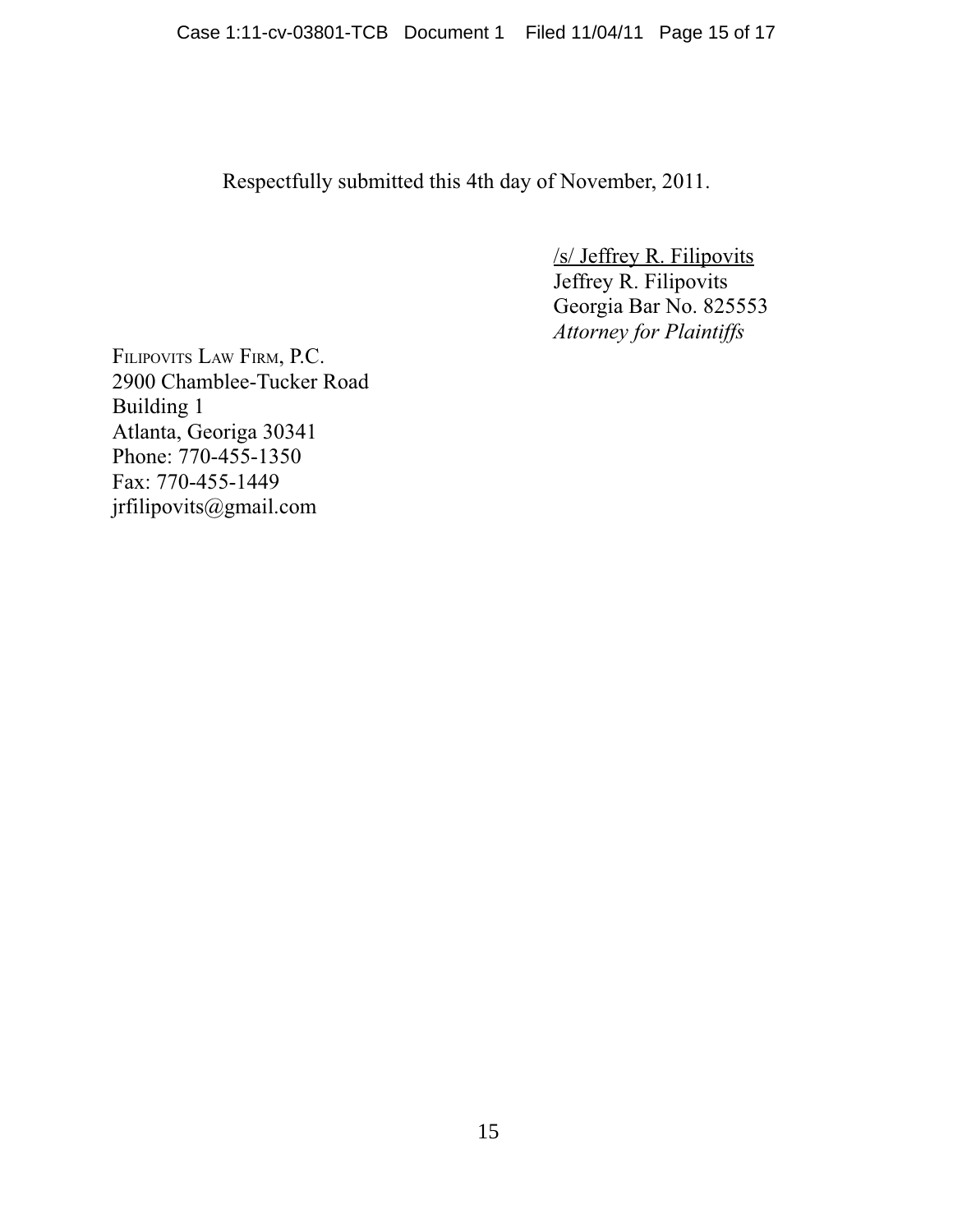Respectfully submitted this 4th day of November, 2011.

/s/ Jeffrey R. Filipovits
Jeffrey R. Filipovits
Georgia Bar No. 825553
*Attorney for Plaintiffs*

FILIPOVITS LAW FIRM, P.C.
2900 Chamblee-Tucker Road
Building 1
Atlanta, Georiga 30341
Phone: 770-455-1350
Fax: 770-455-1449
jrfilipovits@gmail.com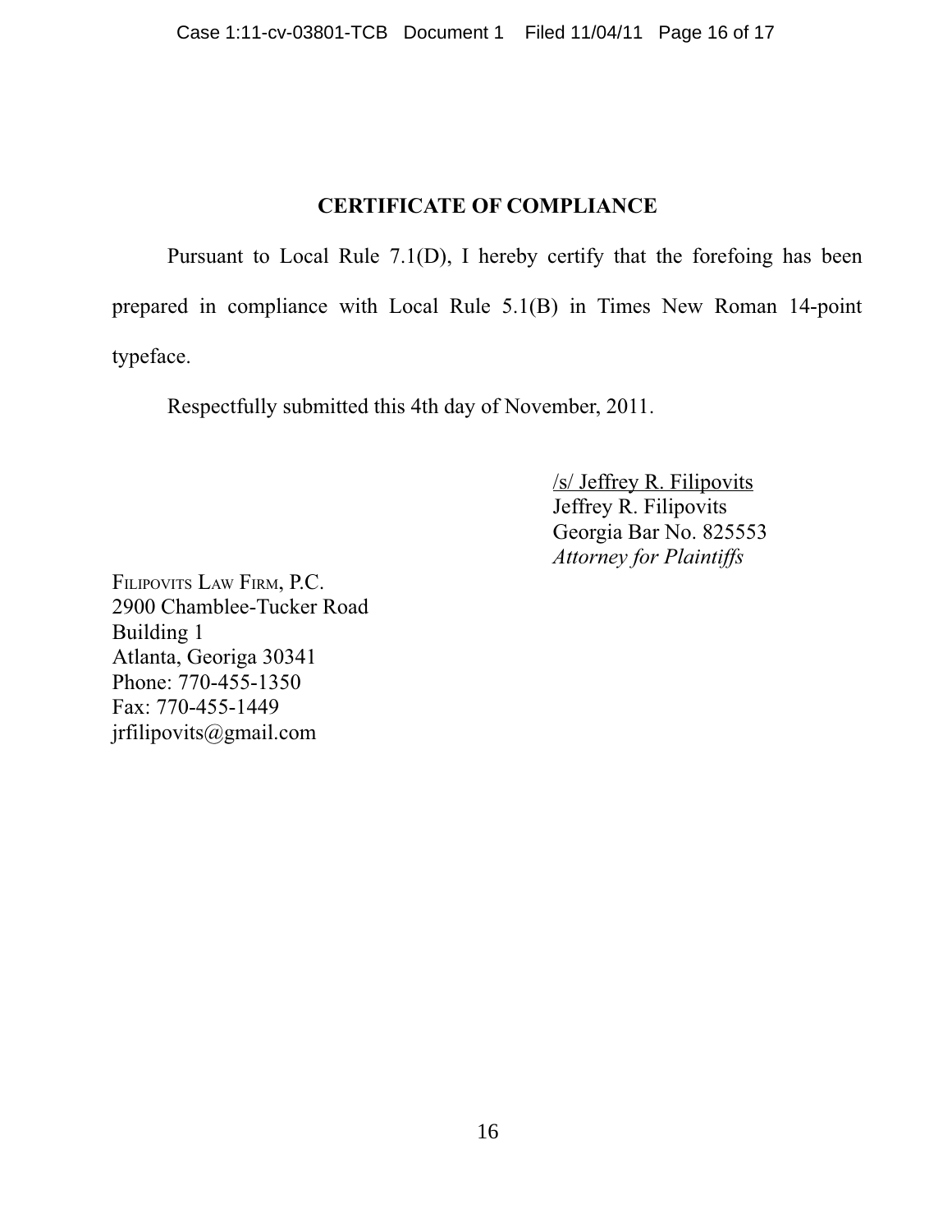## CERTIFICATE OF COMPLIANCE

Pursuant to Local Rule 7.1(D), I hereby certify that the forefoing has been prepared in compliance with Local Rule 5.1(B) in Times New Roman 14-point typeface.

Respectfully submitted this 4th day of November, 2011.

/s/ Jeffrey R. Filipovits
Jeffrey R. Filipovits
Georgia Bar No. 825553
*Attorney for Plaintiffs*

FILIPOVITS LAW FIRM, P.C.
2900 Chamblee-Tucker Road
Building 1
Atlanta, Georiga 30341
Phone: 770-455-1350
Fax: 770-455-1449
jrfilipovits@gmail.com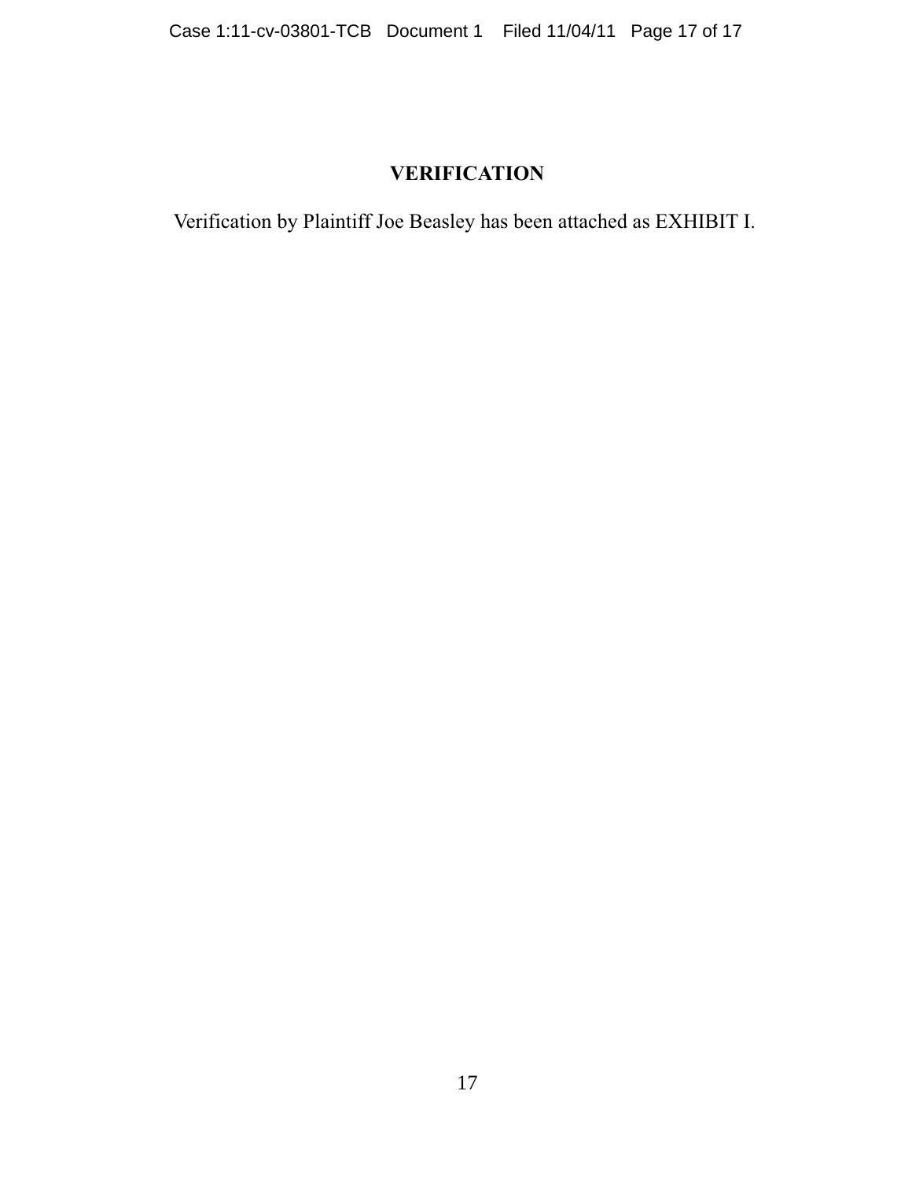# VERIFICATION

Verification by Plaintiff Joe Beasley has been attached as EXHIBIT I.